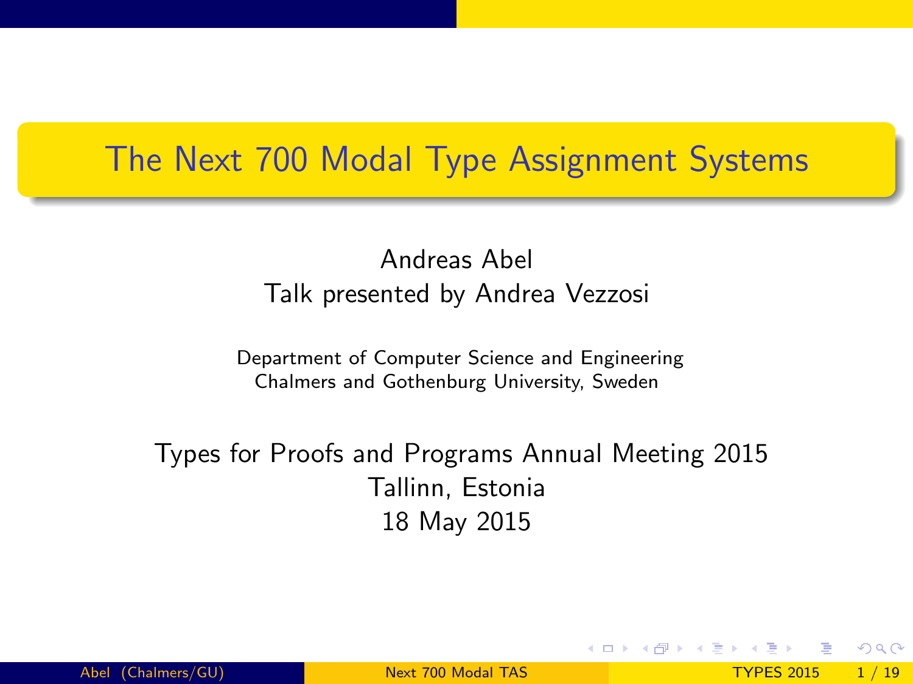# The Next 700 Modal Type Assignment Systems

Andreas Abel
Talk presented by Andrea Vezzosi

Department of Computer Science and Engineering
Chalmers and Gothenburg University, Sweden

Types for Proofs and Programs Annual Meeting 2015
Tallinn, Estonia
18 May 2015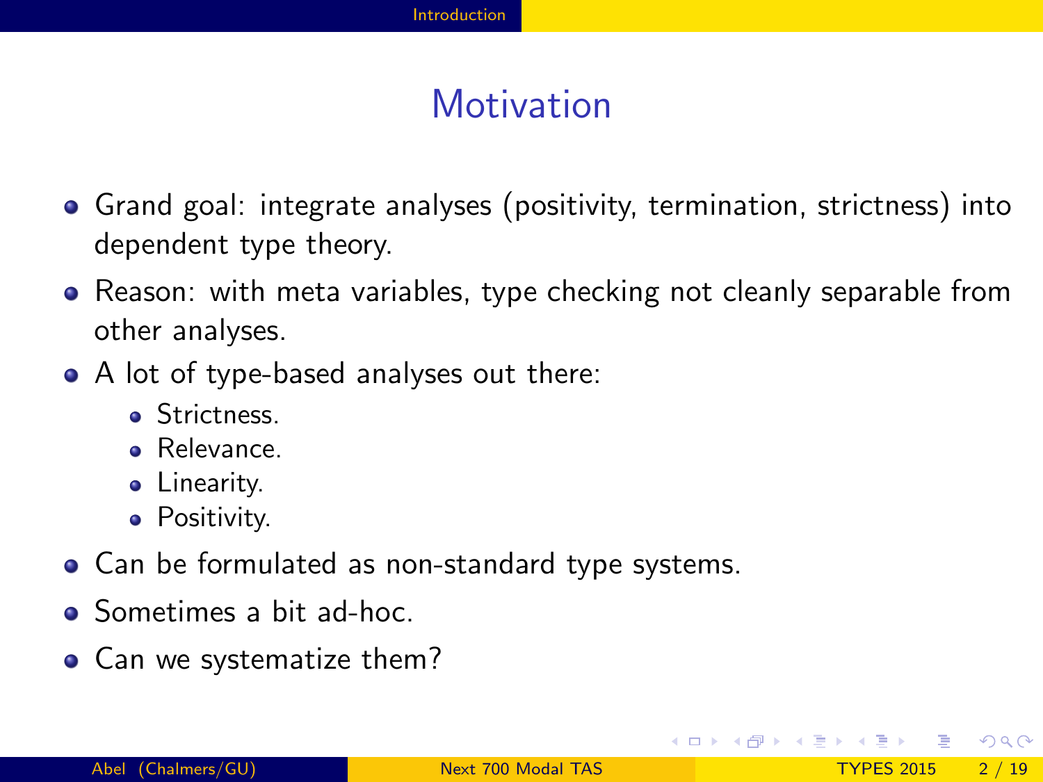# Motivation

- Grand goal: integrate analyses (positivity, termination, strictness) into dependent type theory.
- Reason: with meta variables, type checking not cleanly separable from other analyses.
- A lot of type-based analyses out there:
  - Strictness.
  - Relevance.
  - Linearity.
  - Positivity.
- Can be formulated as non-standard type systems.
- Sometimes a bit ad-hoc.
- Can we systematize them?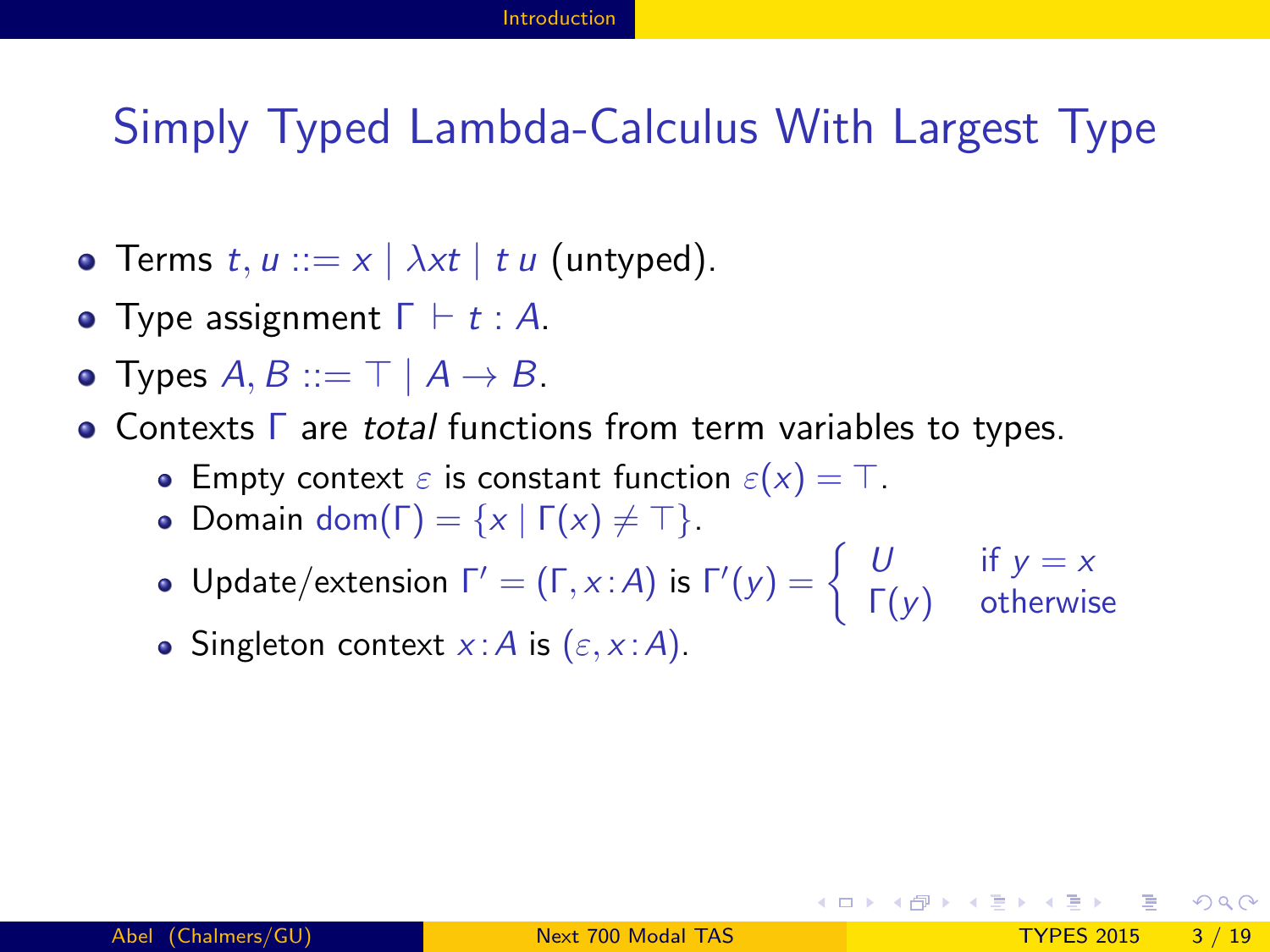# Simply Typed Lambda-Calculus With Largest Type

- Terms $t, u ::= x \mid \lambda x t \mid t\, u$ (untyped).
- Type assignment $\Gamma \vdash t : A$.
- Types $A, B ::= \top \mid A \to B$.
- Contexts $\Gamma$ are *total* functions from term variables to types.
  - Empty context $\varepsilon$ is constant function $\varepsilon(x) = \top$.
  - Domain $\mathrm{dom}(\Gamma) = \{x \mid \Gamma(x) \neq \top\}$.
  - Update/extension $\Gamma' = (\Gamma, x\!:\!A)$ is $\Gamma'(y) = \begin{cases} U & \text{if } y = x \\ \Gamma(y) & \text{otherwise} \end{cases}$
  - Singleton context $x\!:\!A$ is $(\varepsilon, x\!:\!A)$.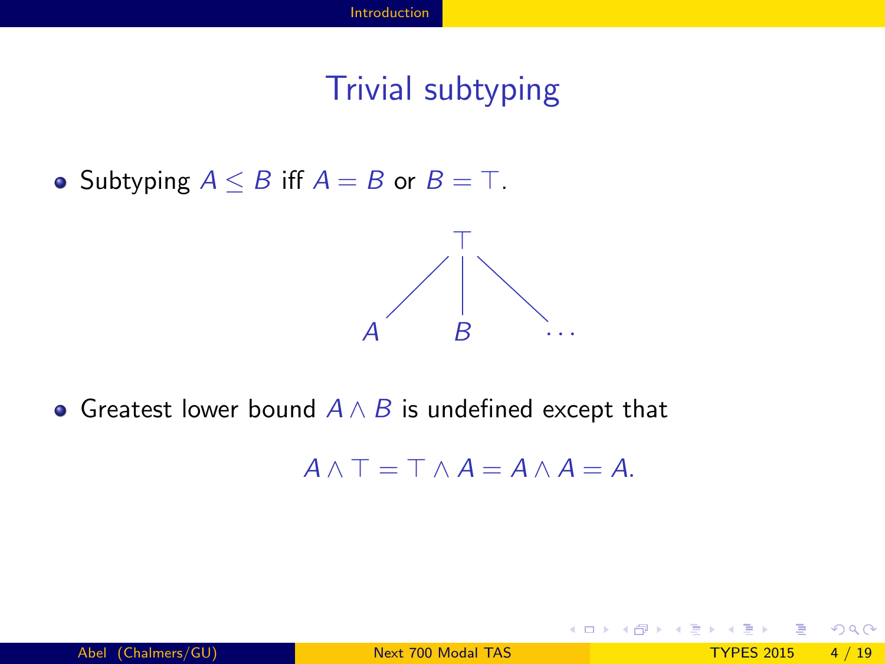# Trivial subtyping

- Subtyping $A \leq B$ iff $A = B$ or $B = \top$.

- Greatest lower bound $A \wedge B$ is undefined except that

$$A \wedge \top = \top \wedge A = A \wedge A = A.$$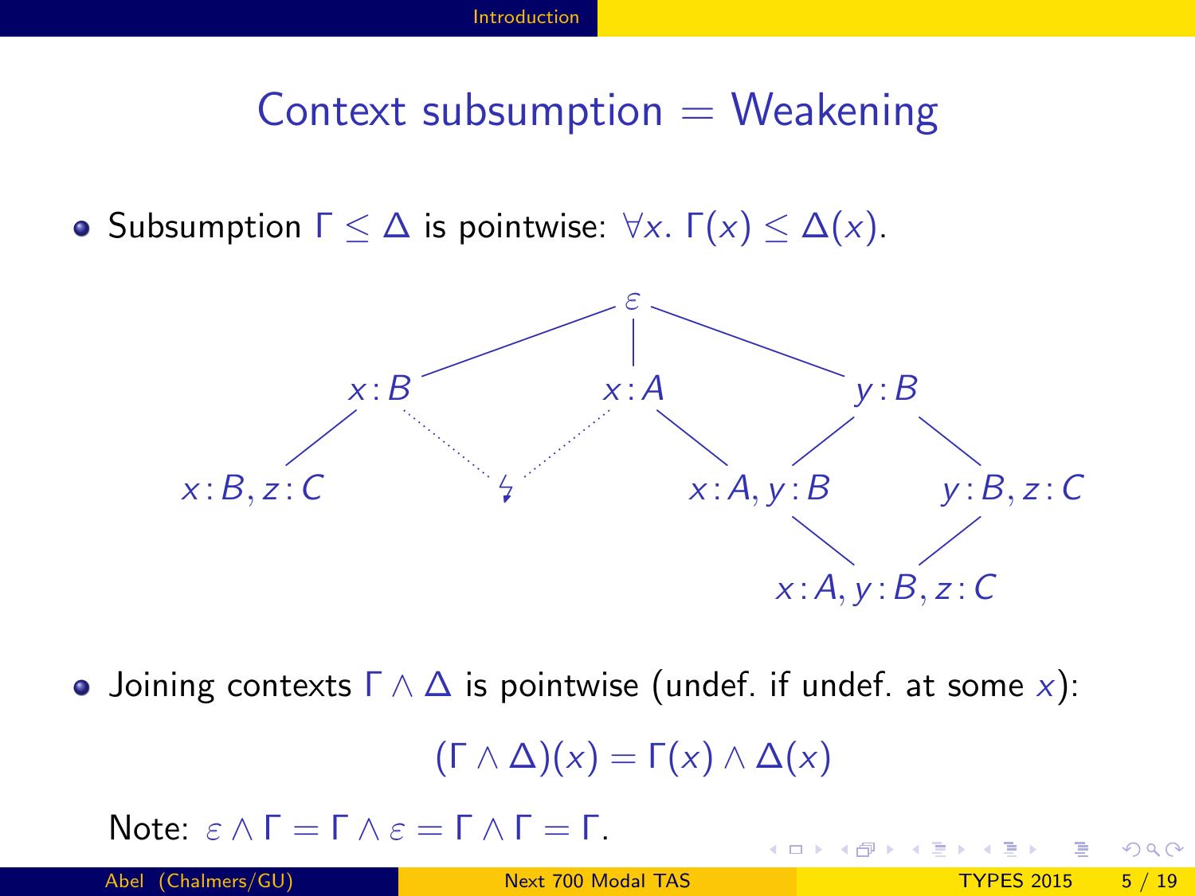# Context subsumption = Weakening

- Subsumption $\Gamma \leq \Delta$ is pointwise: $\forall x.\ \Gamma(x) \leq \Delta(x)$.

$\varepsilon$

$x\!:\!B$ $\quad$ $x\!:\!A$ $\quad$ $y\!:\!B$

$x\!:\!B, z\!:\!C$ $\quad$ $\lightning$ $\quad$ $x\!:\!A, y\!:\!B$ $\quad$ $y\!:\!B, z\!:\!C$

$x\!:\!A, y\!:\!B, z\!:\!C$

- Joining contexts $\Gamma \wedge \Delta$ is pointwise (undef. if undef. at some $x$):

$$(\Gamma \wedge \Delta)(x) = \Gamma(x) \wedge \Delta(x)$$

Note: $\varepsilon \wedge \Gamma = \Gamma \wedge \varepsilon = \Gamma \wedge \Gamma = \Gamma$.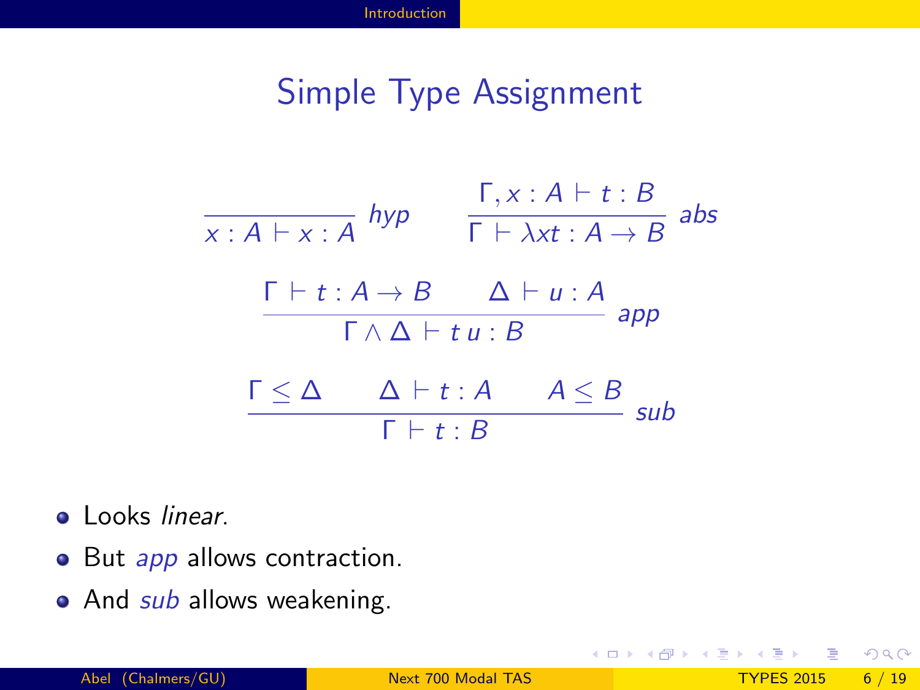# Simple Type Assignment

$$\frac{}{x : A \vdash x : A}\ \textit{hyp} \qquad \frac{\Gamma, x : A \vdash t : B}{\Gamma \vdash \lambda x t : A \to B}\ \textit{abs}$$

$$\frac{\Gamma \vdash t : A \to B \qquad \Delta \vdash u : A}{\Gamma \wedge \Delta \vdash t\, u : B}\ \textit{app}$$

$$\frac{\Gamma \leq \Delta \qquad \Delta \vdash t : A \qquad A \leq B}{\Gamma \vdash t : B}\ \textit{sub}$$

- Looks *linear*.
- But *app* allows contraction.
- And *sub* allows weakening.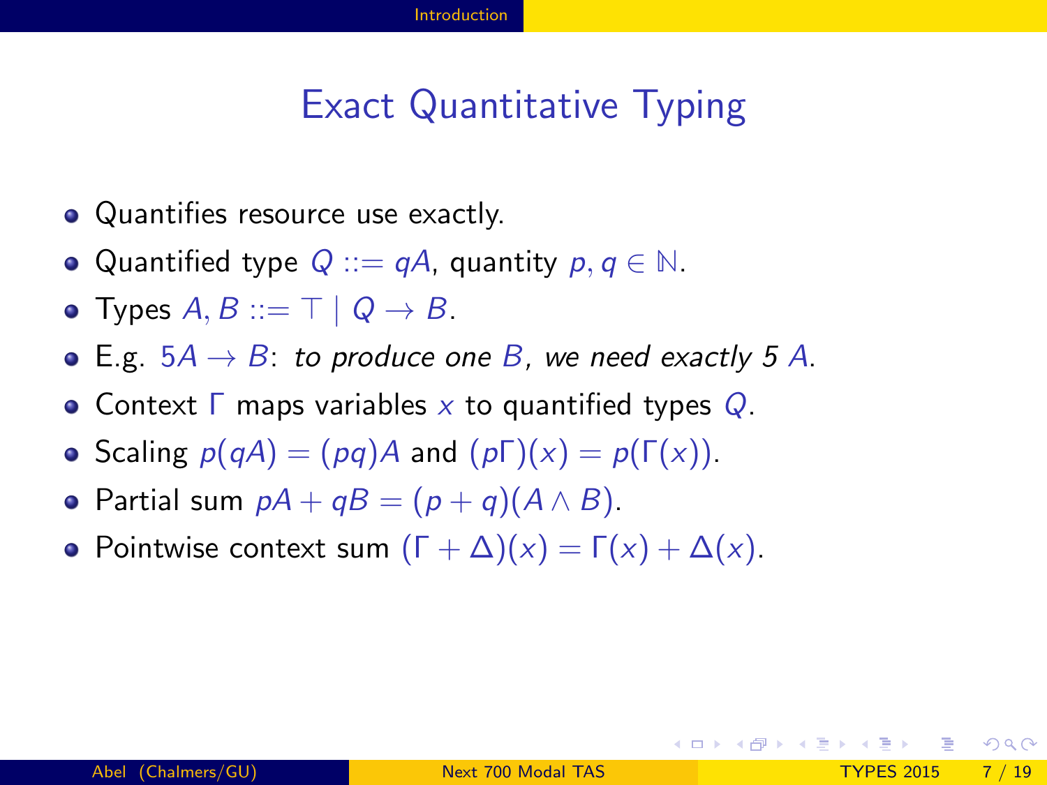# Exact Quantitative Typing

- Quantifies resource use exactly.
- Quantified type $Q ::= qA$, quantity $p, q \in \mathbb{N}$.
- Types $A, B ::= \top \mid Q \to B$.
- E.g. $5A \to B$: *to produce one $B$, we need exactly 5 $A$.*
- Context $\Gamma$ maps variables $x$ to quantified types $Q$.
- Scaling $p(qA) = (pq)A$ and $(p\Gamma)(x) = p(\Gamma(x))$.
- Partial sum $pA + qB = (p + q)(A \wedge B)$.
- Pointwise context sum $(\Gamma + \Delta)(x) = \Gamma(x) + \Delta(x)$.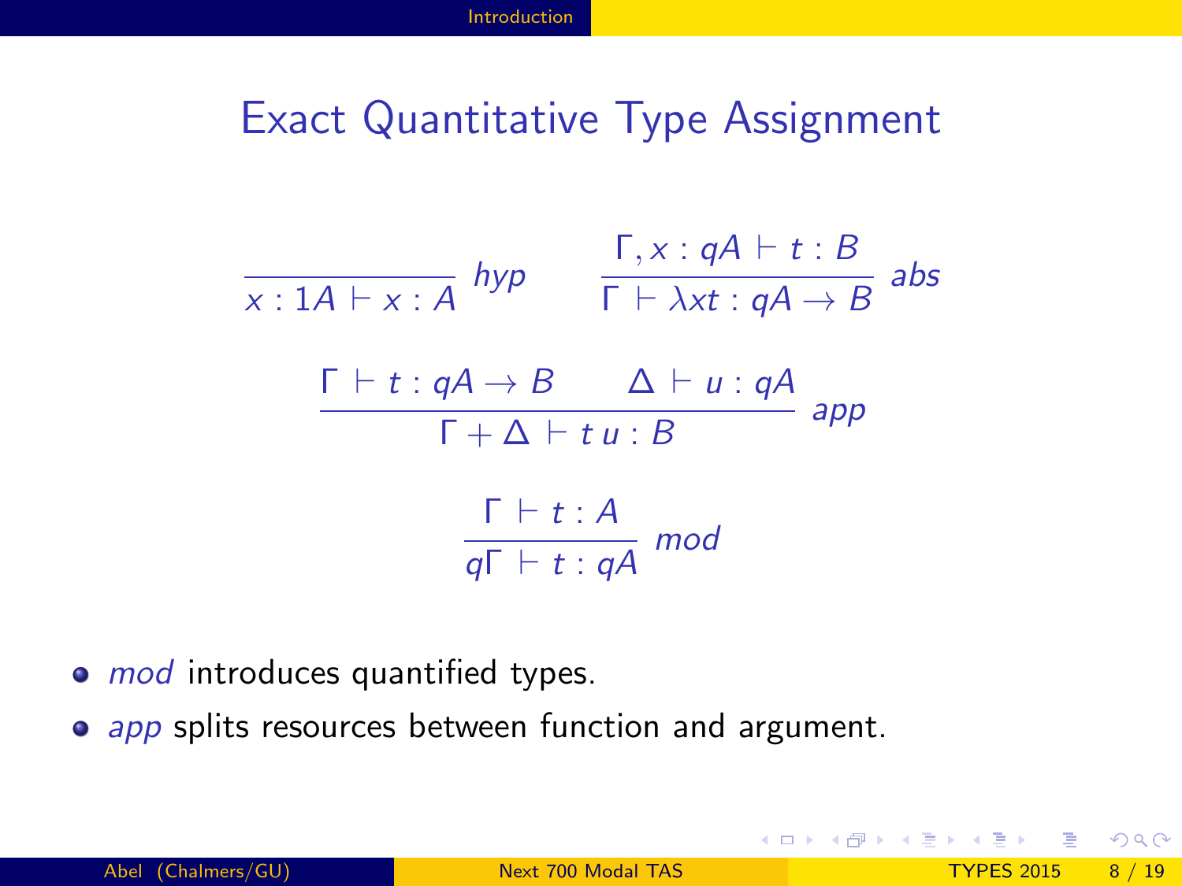# Exact Quantitative Type Assignment

$$\frac{}{x : 1A \vdash x : A}\ \mathit{hyp} \qquad \frac{\Gamma, x : qA \vdash t : B}{\Gamma \vdash \lambda x t : qA \to B}\ \mathit{abs}$$

$$\frac{\Gamma \vdash t : qA \to B \qquad \Delta \vdash u : qA}{\Gamma + \Delta \vdash t\, u : B}\ \mathit{app}$$

$$\frac{\Gamma \vdash t : A}{q\Gamma \vdash t : qA}\ \mathit{mod}$$

- *mod* introduces quantified types.
- *app* splits resources between function and argument.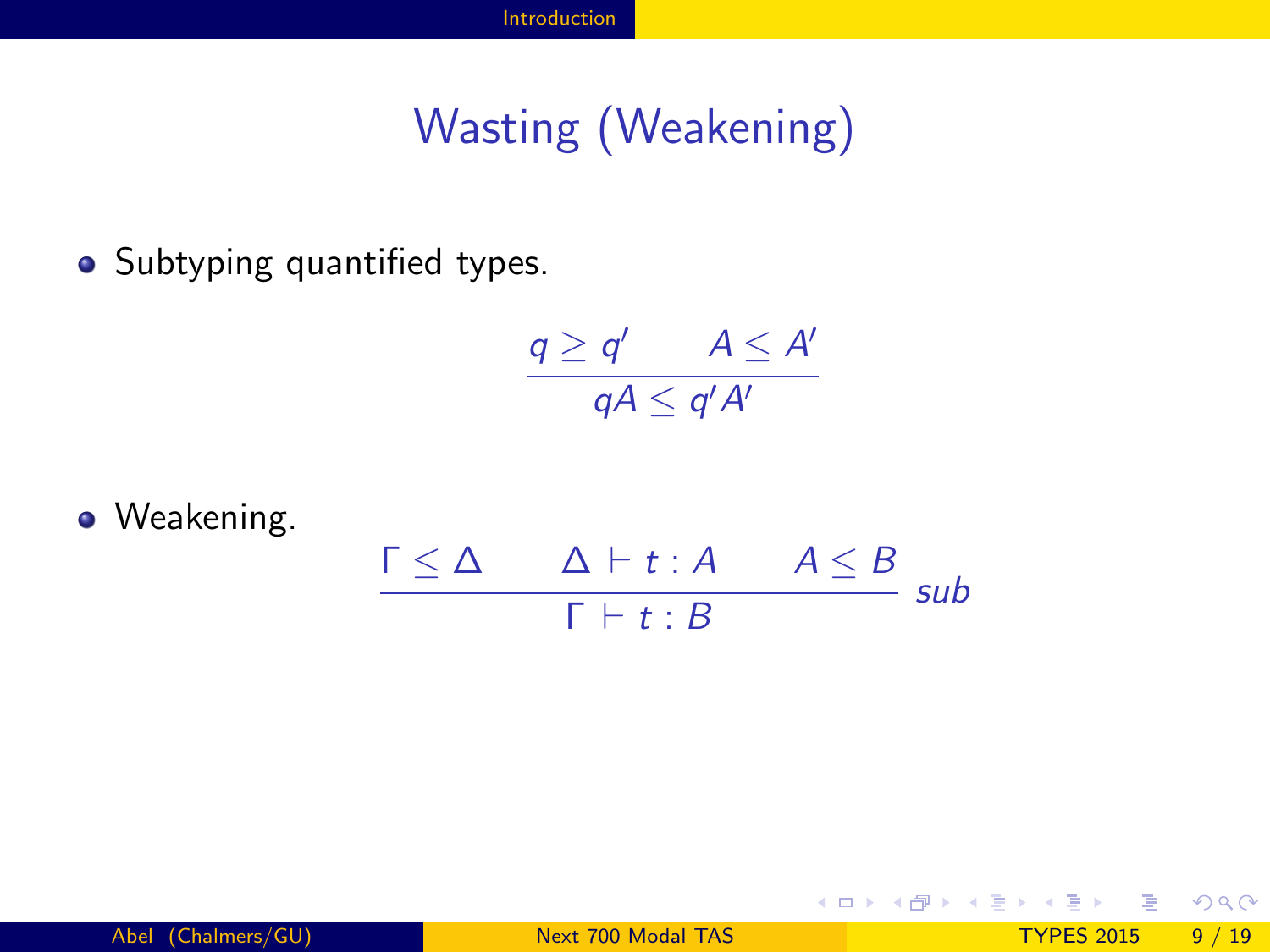# Wasting (Weakening)

- Subtyping quantified types.

$$\frac{q \geq q' \qquad A \leq A'}{qA \leq q'A'}$$

- Weakening.

$$\frac{\Gamma \leq \Delta \qquad \Delta \vdash t : A \qquad A \leq B}{\Gamma \vdash t : B} \; sub$$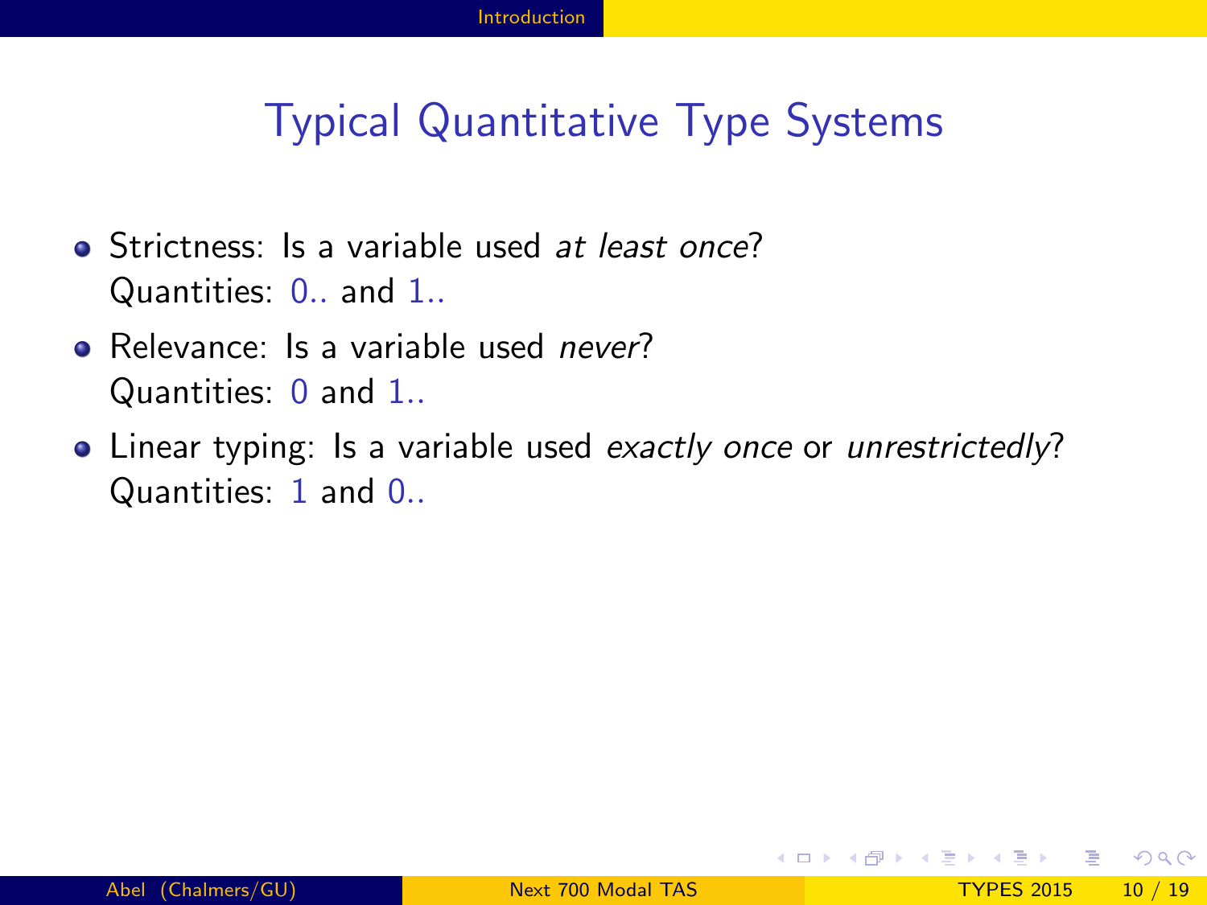# Typical Quantitative Type Systems

- Strictness: Is a variable used *at least once*?
  Quantities: 0.. and 1..
- Relevance: Is a variable used *never*?
  Quantities: 0 and 1..
- Linear typing: Is a variable used *exactly once* or *unrestrictedly*?
  Quantities: 1 and 0..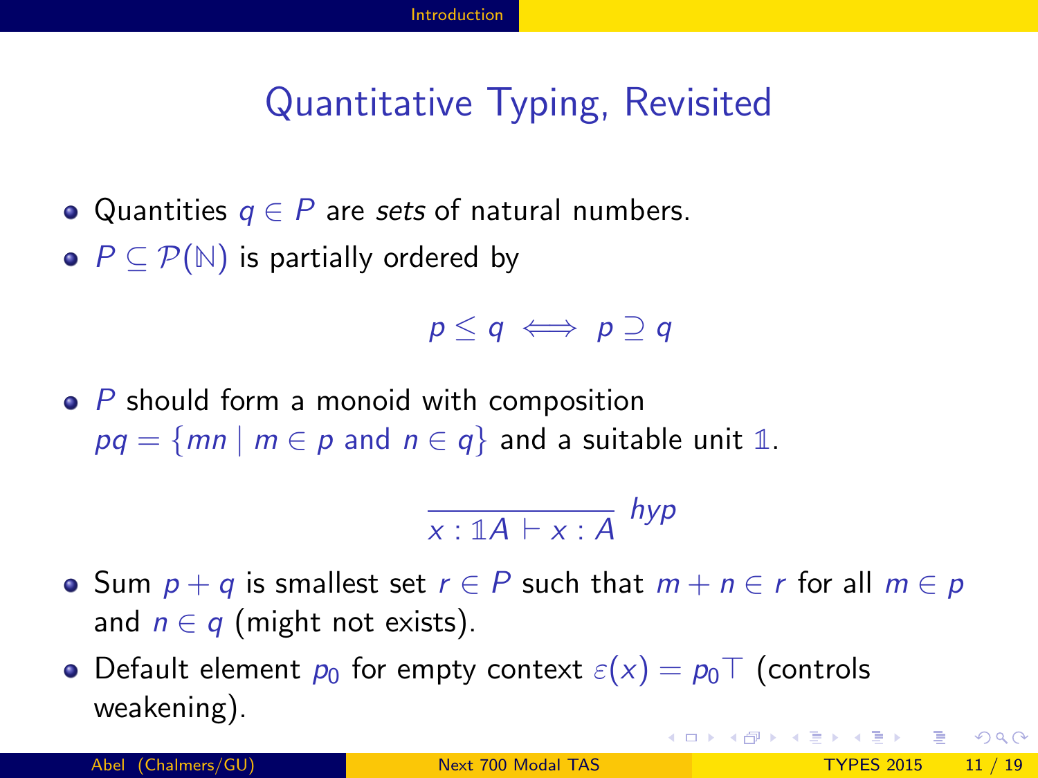# Quantitative Typing, Revisited

- Quantities $q \in P$ are *sets* of natural numbers.
- $P \subseteq \mathcal{P}(\mathbb{N})$ is partially ordered by

$$p \leq q \iff p \supseteq q$$

- $P$ should form a monoid with composition $pq = \{mn \mid m \in p \text{ and } n \in q\}$ and a suitable unit $\mathbb{1}$.

$$\frac{}{x : \mathbb{1}A \vdash x : A} \; hyp$$

- Sum $p + q$ is smallest set $r \in P$ such that $m + n \in r$ for all $m \in p$ and $n \in q$ (might not exists).
- Default element $p_0$ for empty context $\varepsilon(x) = p_0 \top$ (controls weakening).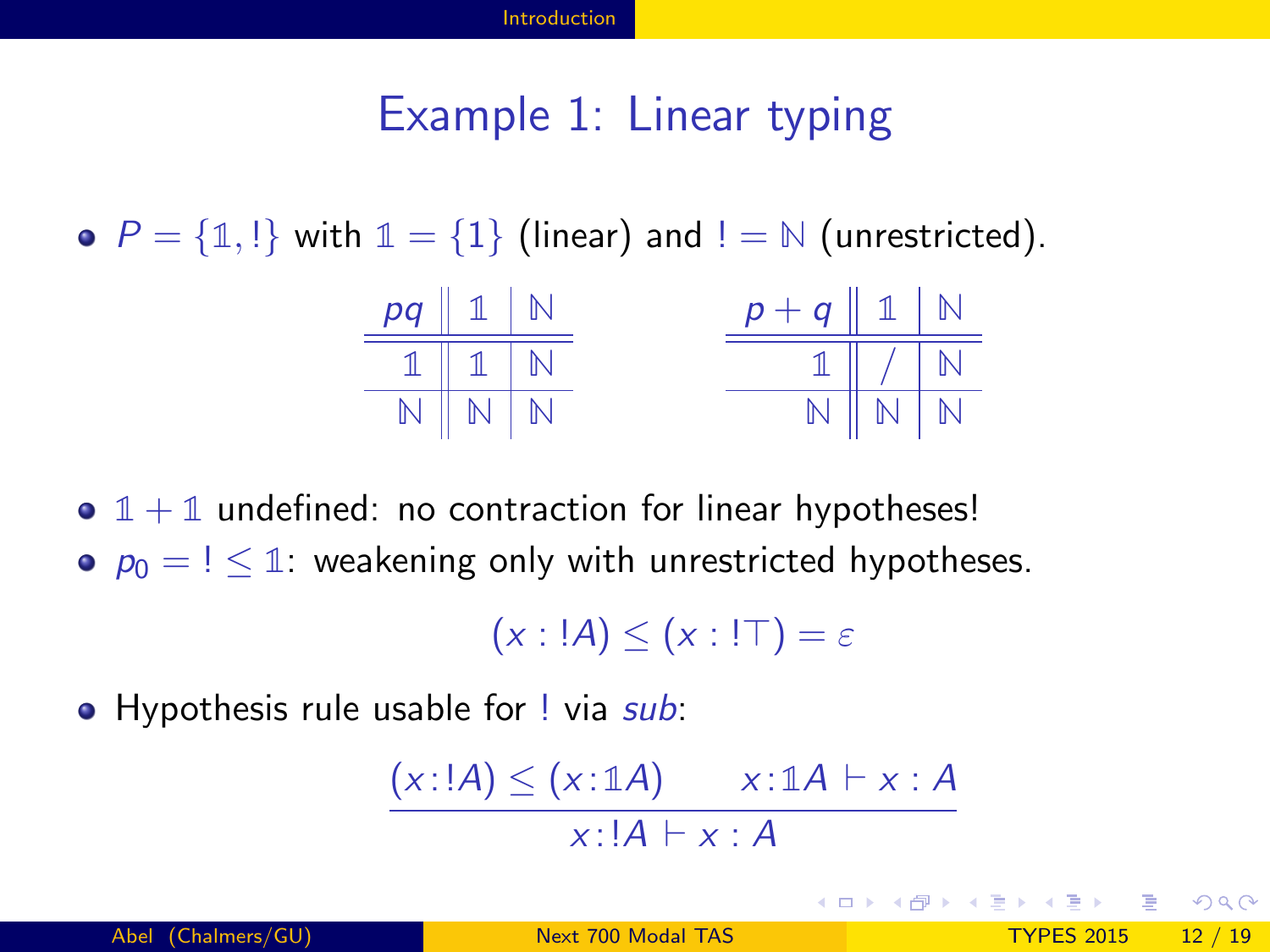## Example 1: Linear typing

- $P = \{\mathbb{1}, !\}$ with $\mathbb{1} = \{1\}$ (linear) and $! = \mathbb{N}$ (unrestricted).

| $pq$ | $\mathbb{1}$ | $\mathbb{N}$ |
|---|---|---|
| $\mathbb{1}$ | $\mathbb{1}$ | $\mathbb{N}$ |
| $\mathbb{N}$ | $\mathbb{N}$ | $\mathbb{N}$ |

| $p + q$ | $\mathbb{1}$ | $\mathbb{N}$ |
|---|---|---|
| $\mathbb{1}$ | / | $\mathbb{N}$ |
| $\mathbb{N}$ | $\mathbb{N}$ | $\mathbb{N}$ |

- $\mathbb{1} + \mathbb{1}$ undefined: no contraction for linear hypotheses!
- $p_0 = \, ! \leq \mathbb{1}$: weakening only with unrestricted hypotheses.

$$(x : !A) \leq (x : !\top) = \varepsilon$$

- Hypothesis rule usable for $!$ via *sub*:

$$\frac{(x{:}!A) \leq (x{:}\mathbb{1}A) \qquad x{:}\mathbb{1}A \vdash x : A}{x{:}!A \vdash x : A}$$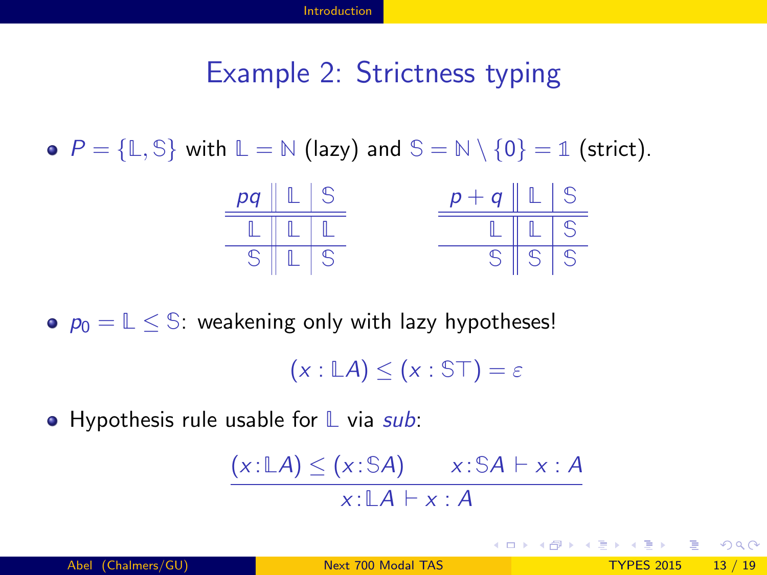# Example 2: Strictness typing

- $P = \{\mathbb{L}, \mathbb{S}\}$ with $\mathbb{L} = \mathbb{N}$ (lazy) and $\mathbb{S} = \mathbb{N} \setminus \{0\} = \mathbb{1}$ (strict).

| $pq$ | $\mathbb{L}$ | $\mathbb{S}$ |
|---|---|---|
| $\mathbb{L}$ | $\mathbb{L}$ | $\mathbb{L}$ |
| $\mathbb{S}$ | $\mathbb{L}$ | $\mathbb{S}$ |

| $p + q$ | $\mathbb{L}$ | $\mathbb{S}$ |
|---|---|---|
| $\mathbb{L}$ | $\mathbb{L}$ | $\mathbb{S}$ |
| $\mathbb{S}$ | $\mathbb{S}$ | $\mathbb{S}$ |

- $p_0 = \mathbb{L} \leq \mathbb{S}$: weakening only with lazy hypotheses!

$$(x : \mathbb{L}A) \leq (x : \mathbb{S}\top) = \varepsilon$$

- Hypothesis rule usable for $\mathbb{L}$ via *sub*:

$$\frac{(x{:}\mathbb{L}A) \leq (x{:}\mathbb{S}A) \qquad x{:}\mathbb{S}A \vdash x : A}{x{:}\mathbb{L}A \vdash x : A}$$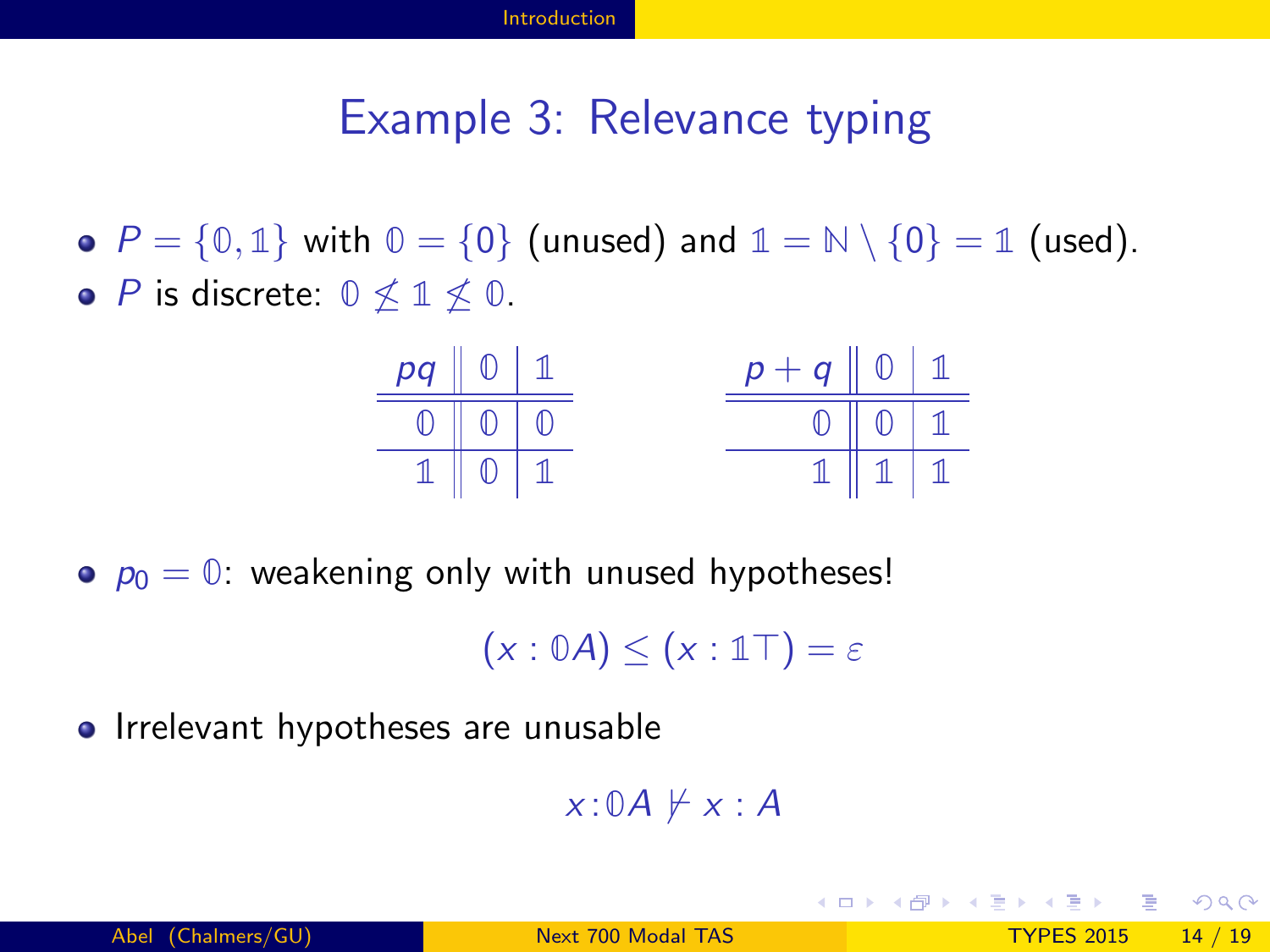## Example 3: Relevance typing

- $P = \{\mathbb{0}, \mathbb{1}\}$ with $\mathbb{0} = \{0\}$ (unused) and $\mathbb{1} = \mathbb{N} \setminus \{0\} = \mathbb{1}$ (used).
- $P$ is discrete: $\mathbb{0} \not\leq \mathbb{1} \not\leq \mathbb{0}$.

| $pq$ | $\mathbb{0}$ | $\mathbb{1}$ |
|---|---|---|
| $\mathbb{0}$ | $\mathbb{0}$ | $\mathbb{0}$ |
| $\mathbb{1}$ | $\mathbb{0}$ | $\mathbb{1}$ |

| $p + q$ | $\mathbb{0}$ | $\mathbb{1}$ |
|---|---|---|
| $\mathbb{0}$ | $\mathbb{0}$ | $\mathbb{1}$ |
| $\mathbb{1}$ | $\mathbb{1}$ | $\mathbb{1}$ |

- $p_0 = \mathbb{0}$: weakening only with unused hypotheses!

$$(x : \mathbb{0}A) \leq (x : \mathbb{1}\top) = \varepsilon$$

- Irrelevant hypotheses are unusable

$$x{:}\mathbb{0}A \not\vdash x : A$$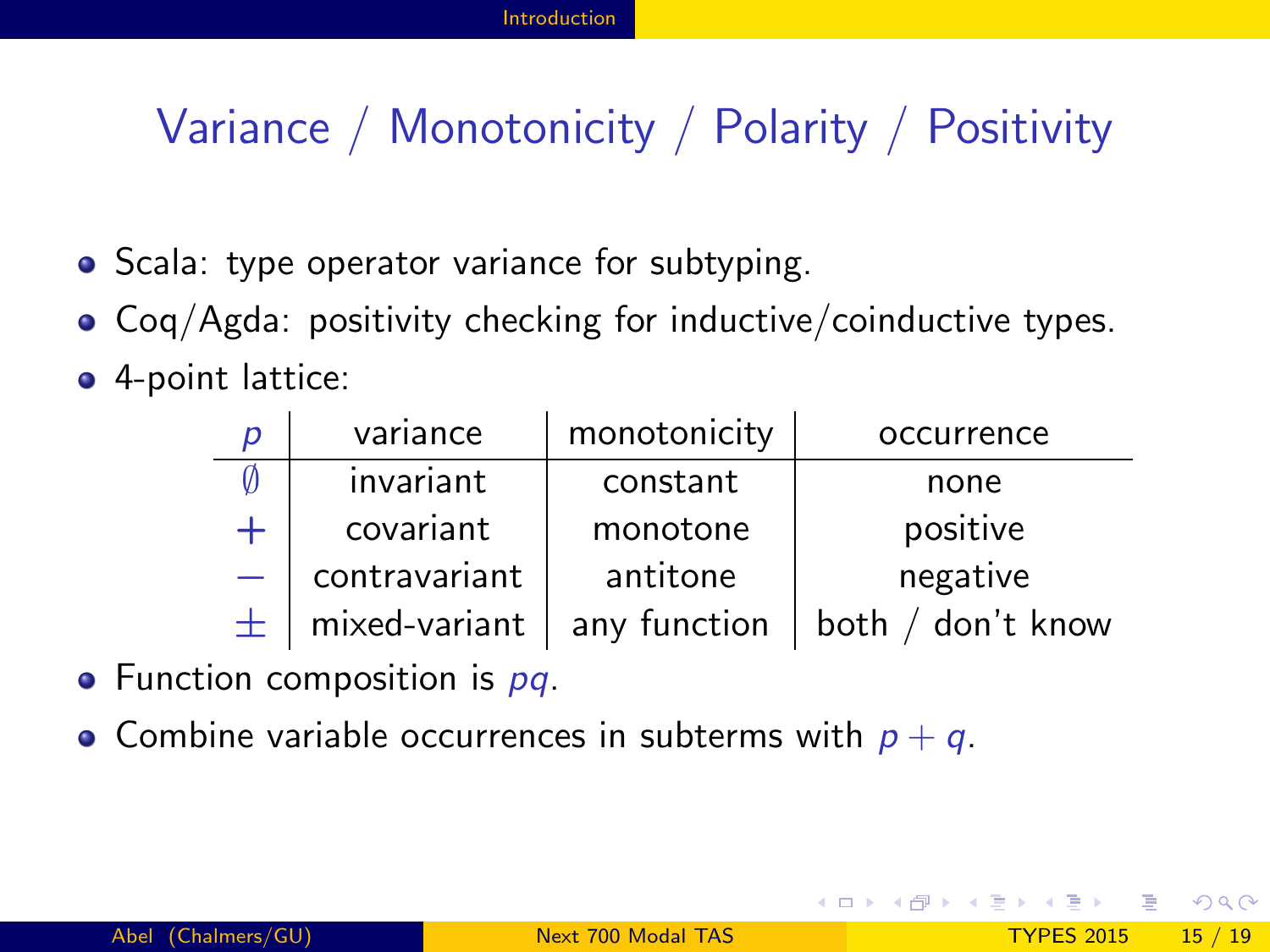# Variance / Monotonicity / Polarity / Positivity

- Scala: type operator variance for subtyping.
- Coq/Agda: positivity checking for inductive/coinductive types.
- 4-point lattice:

| $p$ | variance | monotonicity | occurrence |
|---|---|---|---|
| $\emptyset$ | invariant | constant | none |
| $+$ | covariant | monotone | positive |
| $-$ | contravariant | antitone | negative |
| $\pm$ | mixed-variant | any function | both / don't know |

- Function composition is $pq$.
- Combine variable occurrences in subterms with $p + q$.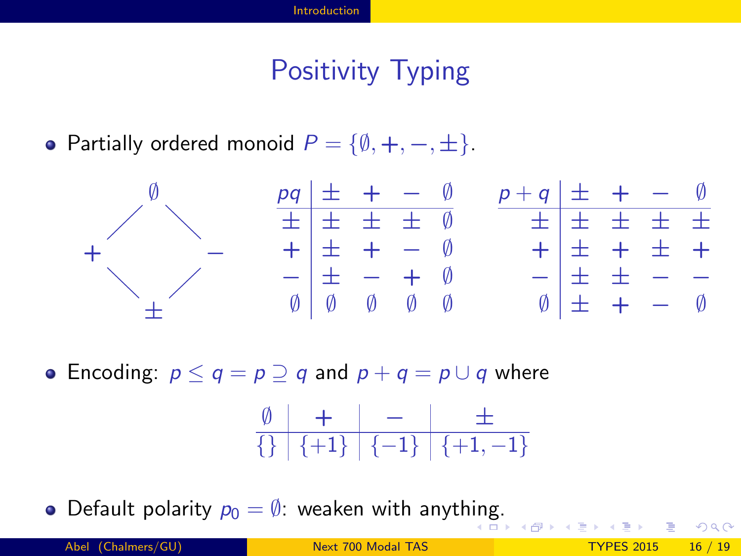# Positivity Typing

- Partially ordered monoid $P = \{\emptyset, +, -, \pm\}$.

$$
\begin{array}{ccc}
 & \emptyset & \\
+ & & - \\
 & \pm &
\end{array}
$$

| $pq$ | $\pm$ | $+$ | $-$ | $\emptyset$ |
|---|---|---|---|---|
| $\pm$ | $\pm$ | $\pm$ | $\pm$ | $\emptyset$ |
| $+$ | $\pm$ | $+$ | $-$ | $\emptyset$ |
| $-$ | $\pm$ | $-$ | $+$ | $\emptyset$ |
| $\emptyset$ | $\emptyset$ | $\emptyset$ | $\emptyset$ | $\emptyset$ |

| $p+q$ | $\pm$ | $+$ | $-$ | $\emptyset$ |
|---|---|---|---|---|
| $\pm$ | $\pm$ | $\pm$ | $\pm$ | $\pm$ |
| $+$ | $\pm$ | $+$ | $\pm$ | $+$ |
| $-$ | $\pm$ | $\pm$ | $-$ | $-$ |
| $\emptyset$ | $\pm$ | $+$ | $-$ | $\emptyset$ |

- Encoding: $p \leq q = p \supseteq q$ and $p + q = p \cup q$ where

| $\emptyset$ | $+$ | $-$ | $\pm$ |
|---|---|---|---|
| $\{\}$ | $\{+1\}$ | $\{-1\}$ | $\{+1, -1\}$ |

- Default polarity $p_0 = \emptyset$: weaken with anything.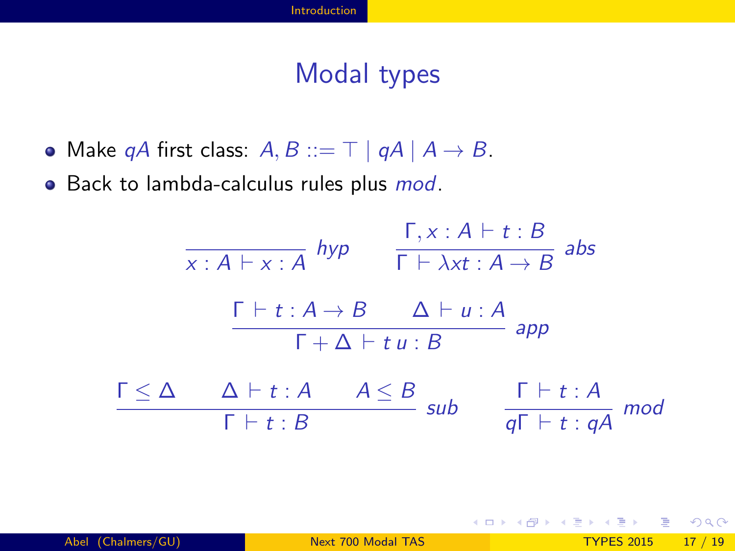# Modal types

- Make $qA$ first class: $A, B ::= \top \mid qA \mid A \to B$.
- Back to lambda-calculus rules plus *mod*.

$$\frac{}{x : A \vdash x : A}\ hyp \qquad \frac{\Gamma, x : A \vdash t : B}{\Gamma \vdash \lambda x t : A \to B}\ abs$$

$$\frac{\Gamma \vdash t : A \to B \qquad \Delta \vdash u : A}{\Gamma + \Delta \vdash t\, u : B}\ app$$

$$\frac{\Gamma \leq \Delta \qquad \Delta \vdash t : A \qquad A \leq B}{\Gamma \vdash t : B}\ sub \qquad \frac{\Gamma \vdash t : A}{q\Gamma \vdash t : qA}\ mod$$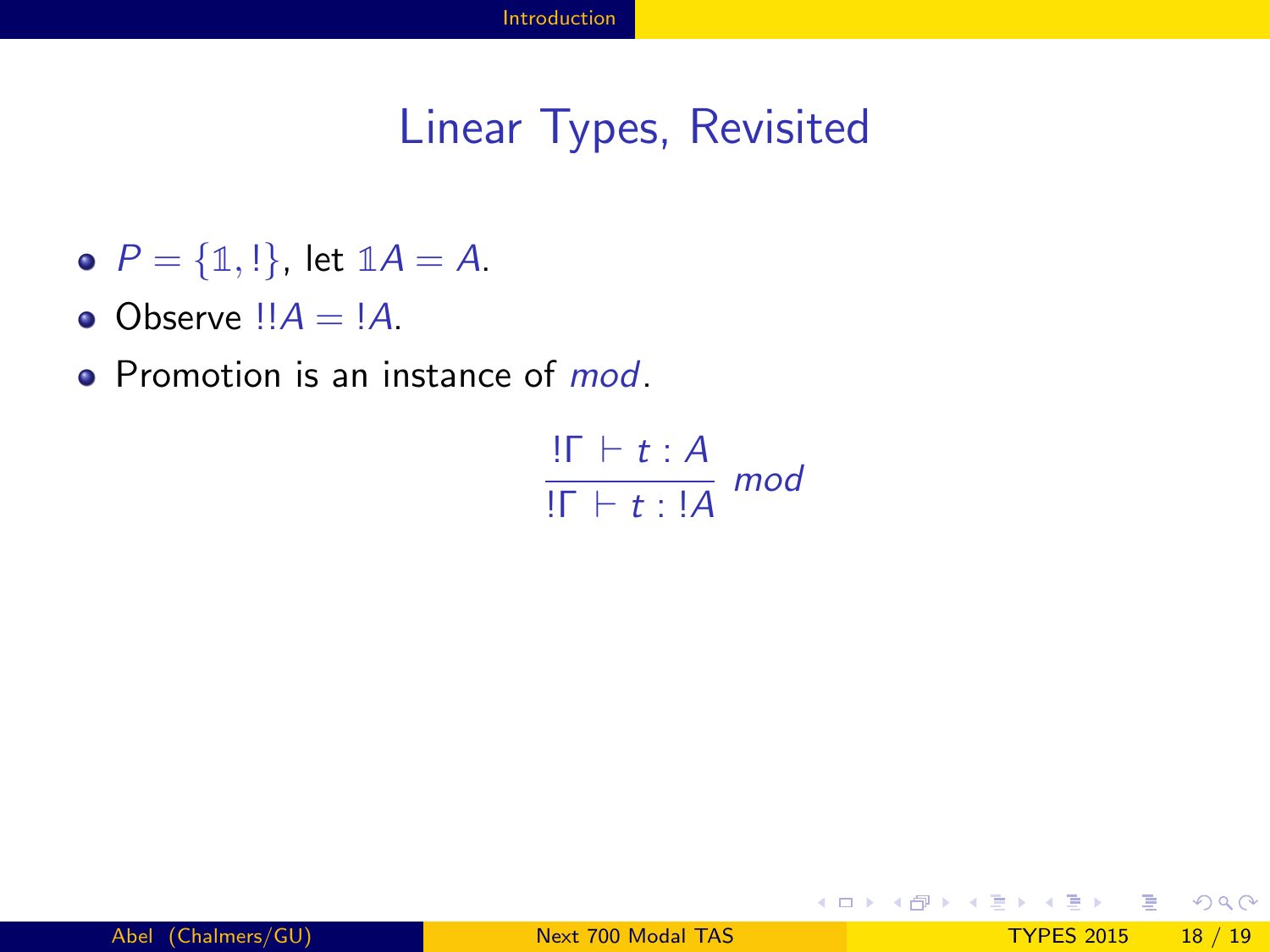# Linear Types, Revisited

- $P = \{\mathbb{1}, !\}$, let $\mathbb{1}A = A$.
- Observe $!!A = !A$.
- Promotion is an instance of *mod*.

$$\frac{!\Gamma \vdash t : A}{!\Gamma \vdash t : !A}\ mod$$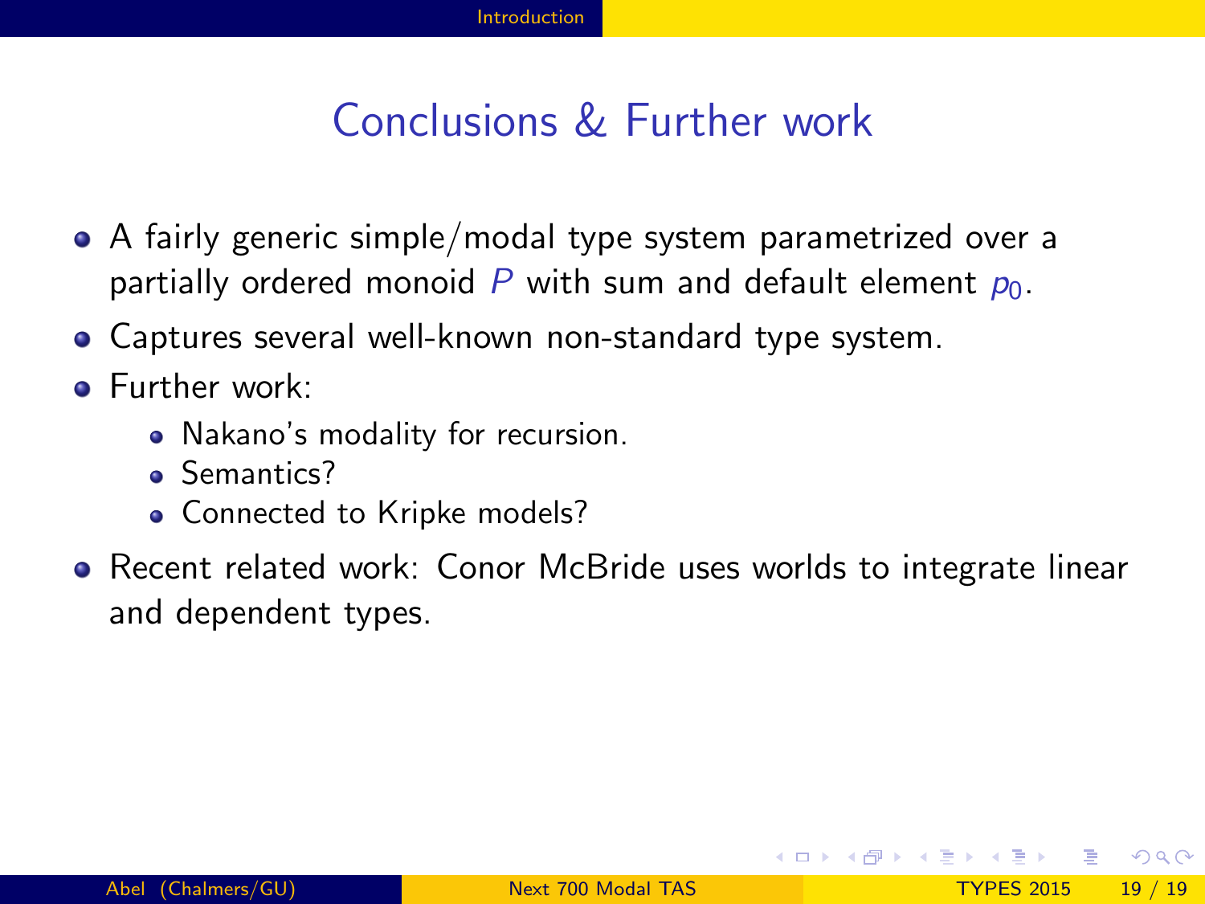# Conclusions & Further work

- A fairly generic simple/modal type system parametrized over a partially ordered monoid $P$ with sum and default element $p_0$.
- Captures several well-known non-standard type system.
- Further work:
  - Nakano's modality for recursion.
  - Semantics?
  - Connected to Kripke models?
- Recent related work: Conor McBride uses worlds to integrate linear and dependent types.